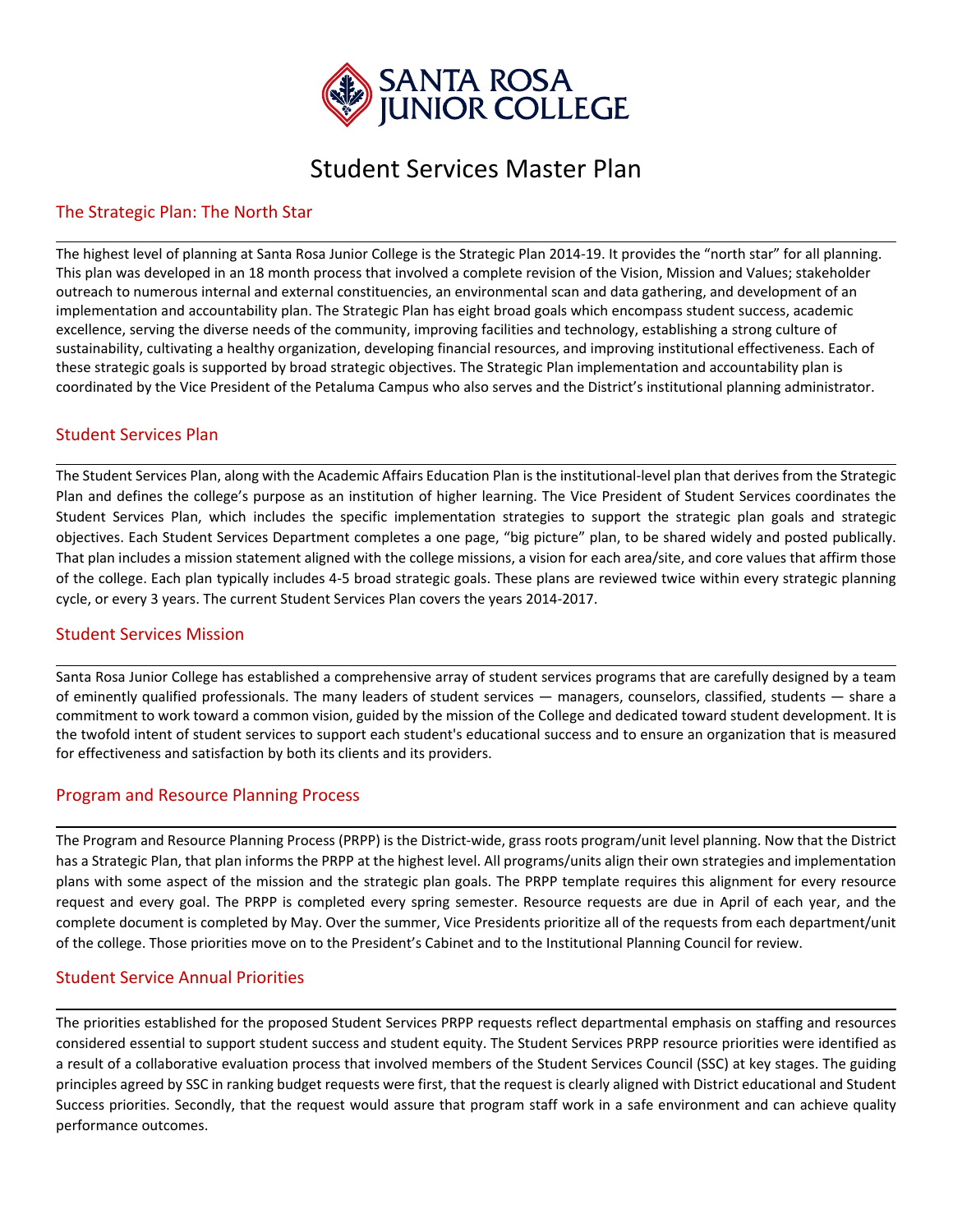# Student Services Master Plan

## The Strategic Plan: The North Star

The highest level of planning at Santa Rosa Junior College is the Strategic Plan 2014-19. It provides the "north star" for all planning. This plan was developed in an 18 month process that involved a complete revision of the Vision, Mission and Values; stakeholder outreach to numerous internal and external constituencies, an environmental scan and data gathering, and development of an implementation and accountability plan. The Strategic Plan has eight broad goals which encompass student success, academic excellence, serving the diverse needs of the community, improving facilities and technology, establishing a strong culture of sustainability, cultivating a healthy organization, developing financial resources, and improving institutional effectiveness. Each of these strategic goals is supported by broad strategic objectives. The Strategic Plan implementation and accountability plan is coordinated by the Vice President of the Petaluma Campus who also serves and the District's institutional planning administrator.

## Student Services Plan

The Student Services Plan, along with the Academic Affairs Education Plan is the institutional-level plan that derives from the Strategic Plan and defines the college's purpose as an institution of higher learning. The Vice President of Student Services coordinates the Student Services Plan, which includes the specific implementation strategies to support the strategic plan goals and strategic objectives. Each Student Services Department completes a one page, "big picture" plan, to be shared widely and posted publically. That plan includes a mission statement aligned with the college missions, a vision for each area/site, and core values that affirm those of the college. Each plan typically includes 4-5 broad strategic goals. These plans are reviewed twice within every strategic planning cycle, or every 3 years. The current Student Services Plan covers the years 2014-2017.

## Student Services Mission

Santa Rosa Junior College has established a comprehensive array of student services programs that are carefully designed by a team of eminently qualified professionals. The many leaders of student services — managers, counselors, classified, students — share a commitment to work toward a common vision, guided by the mission of the College and dedicated toward student development. It is the twofold intent of student services to support each student's educational success and to ensure an organization that is measured for effectiveness and satisfaction by both its clients and its providers.

## Program and Resource Planning Process

The Program and Resource Planning Process (PRPP) is the District-wide, grass roots program/unit level planning. Now that the District has a Strategic Plan, that plan informs the PRPP at the highest level. All programs/units align their own strategies and implementation plans with some aspect of the mission and the strategic plan goals. The PRPP template requires this alignment for every resource request and every goal. The PRPP is completed every spring semester. Resource requests are due in April of each year, and the complete document is completed by May. Over the summer, Vice Presidents prioritize all of the requests from each department/unit of the college. Those priorities move on to the President's Cabinet and to the Institutional Planning Council for review.

## Student Service Annual Priorities

The priorities established for the proposed Student Services PRPP requests reflect departmental emphasis on staffing and resources considered essential to support student success and student equity. The Student Services PRPP resource priorities were identified as a result of a collaborative evaluation process that involved members of the Student Services Council (SSC) at key stages. The guiding principles agreed by SSC in ranking budget requests were first, that the request is clearly aligned with District educational and Student Success priorities. Secondly, that the request would assure that program staff work in a safe environment and can achieve quality performance outcomes.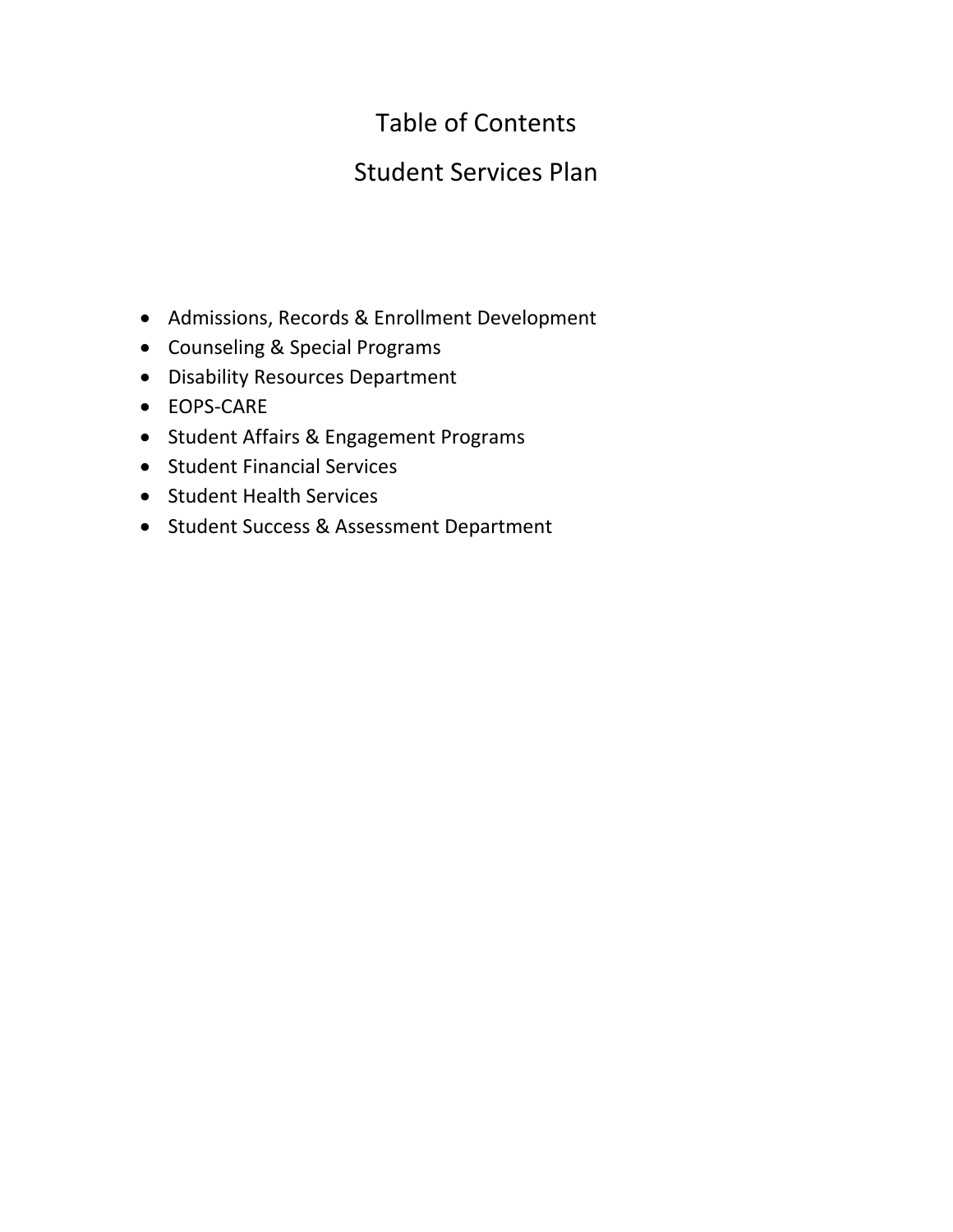# Table of Contents

## Student Services Plan

- Admissions, Records & Enrollment Development
- Counseling & Special Programs
- Disability Resources Department
- EOPS-CARE
- Student Affairs & Engagement Programs
- Student Financial Services
- Student Health Services
- Student Success & Assessment Department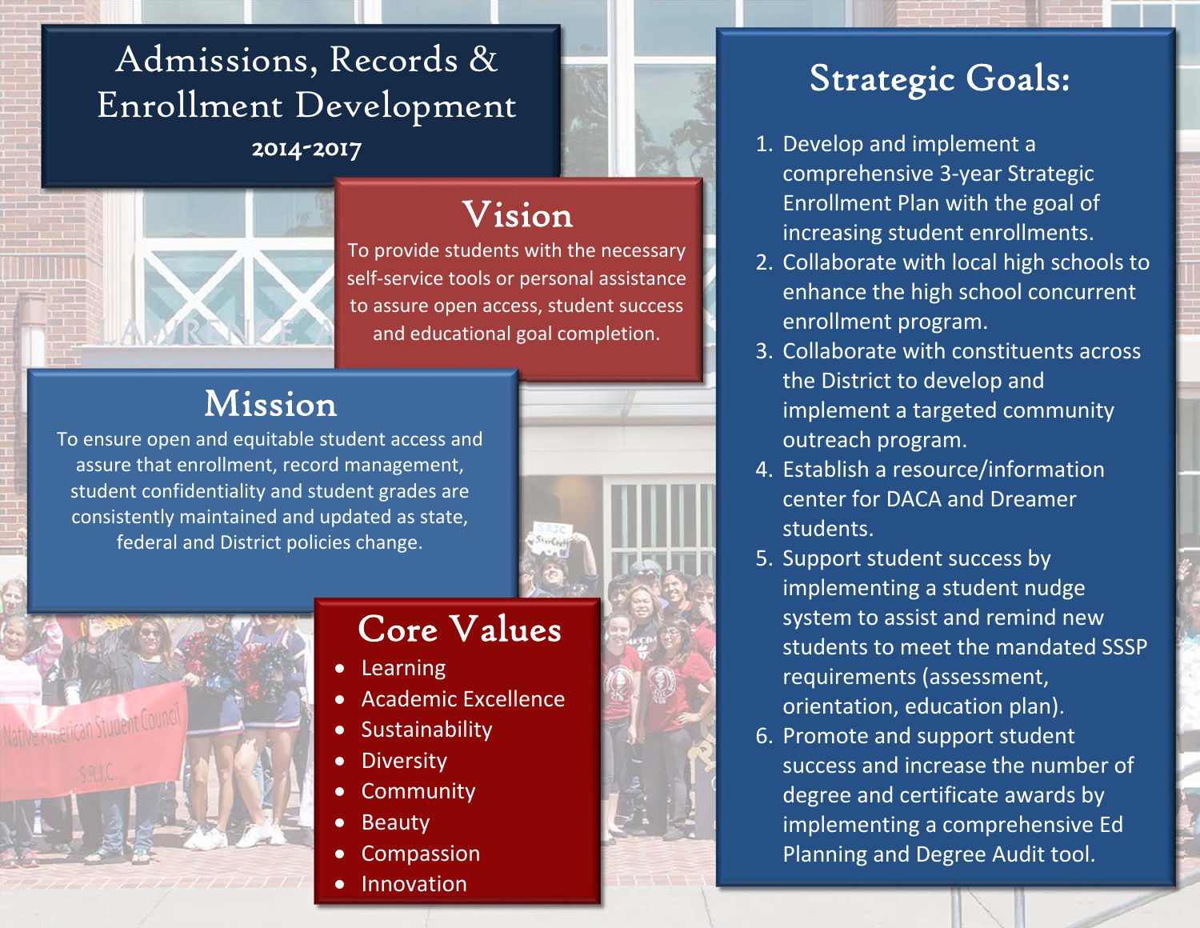# Admissions, Records & Enrollment Development

**2014-2017**

## Vision

To provide students with the necessary self-service tools or personal assistance to assure open access, student success and educational goal completion.

## Mission

To ensure open and equitable student access and assure that enrollment, record management, student confidentiality and student grades are consistently maintained and updated as state, federal and District policies change.

## Core Values

- Learning
- Academic Excellence
- Sustainability
- Diversity
- Community
- Beauty
- Compassion
- Innovation

## Strategic Goals:

1. Develop and implement a comprehensive 3-year Strategic Enrollment Plan with the goal of increasing student enrollments.
2. Collaborate with local high schools to enhance the high school concurrent enrollment program.
3. Collaborate with constituents across the District to develop and implement a targeted community outreach program.
4. Establish a resource/information center for DACA and Dreamer students.
5. Support student success by implementing a student nudge system to assist and remind new students to meet the mandated SSSP requirements (assessment, orientation, education plan).
6. Promote and support student success and increase the number of degree and certificate awards by implementing a comprehensive Ed Planning and Degree Audit tool.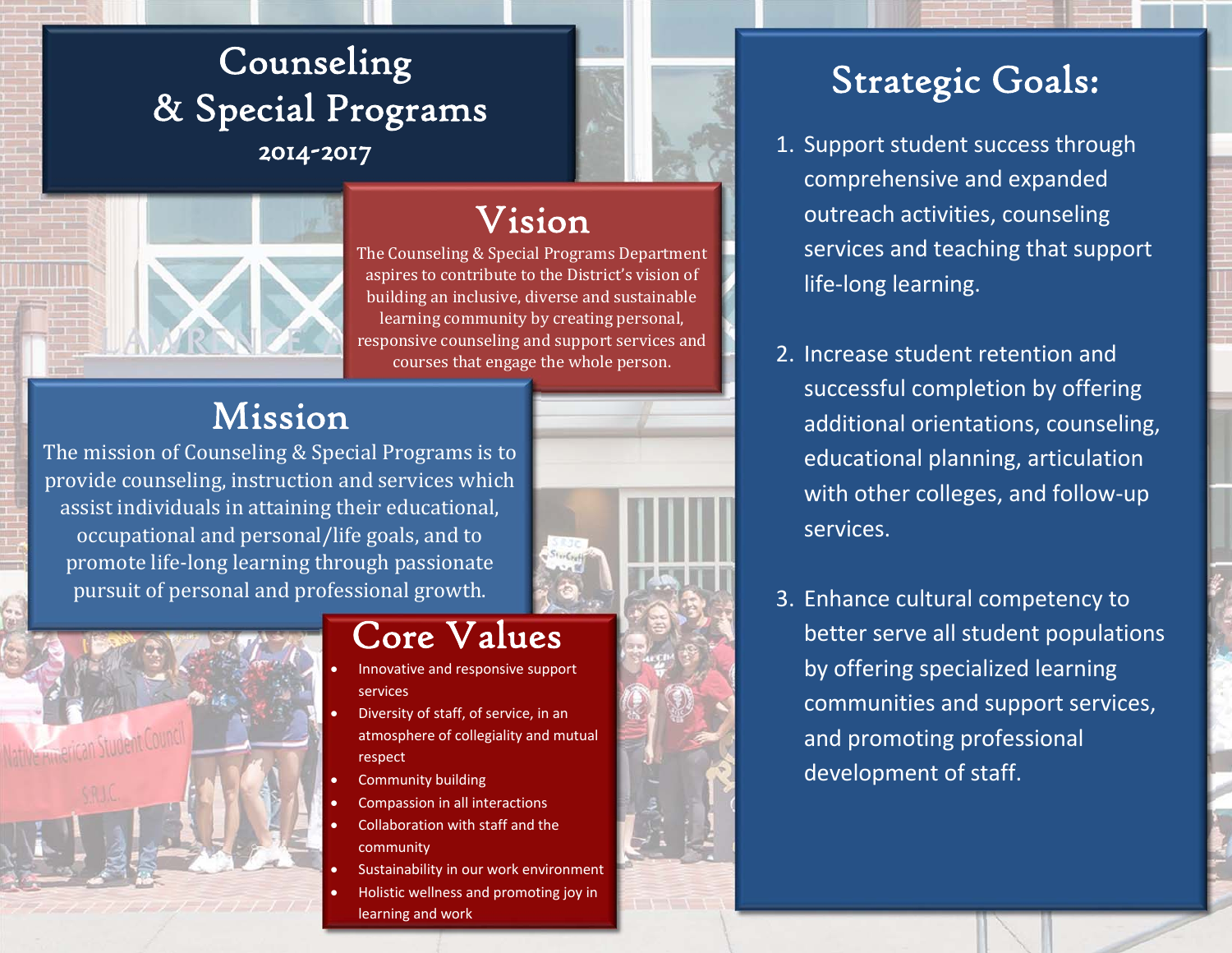# Counseling & Special Programs

## 2014-2017

## Vision

The Counseling & Special Programs Department aspires to contribute to the District's vision of building an inclusive, diverse and sustainable learning community by creating personal, responsive counseling and support services and courses that engage the whole person.

## Mission

The mission of Counseling & Special Programs is to provide counseling, instruction and services which assist individuals in attaining their educational, occupational and personal/life goals, and to promote life-long learning through passionate pursuit of personal and professional growth.

## Core Values

- Innovative and responsive support services
- Diversity of staff, of service, in an atmosphere of collegiality and mutual respect
- Community building
- Compassion in all interactions
- Collaboration with staff and the community
- Sustainability in our work environment
- Holistic wellness and promoting joy in learning and work

## Strategic Goals:

1. Support student success through comprehensive and expanded outreach activities, counseling services and teaching that support life-long learning.

2. Increase student retention and successful completion by offering additional orientations, counseling, educational planning, articulation with other colleges, and follow-up services.

3. Enhance cultural competency to better serve all student populations by offering specialized learning communities and support services, and promoting professional development of staff.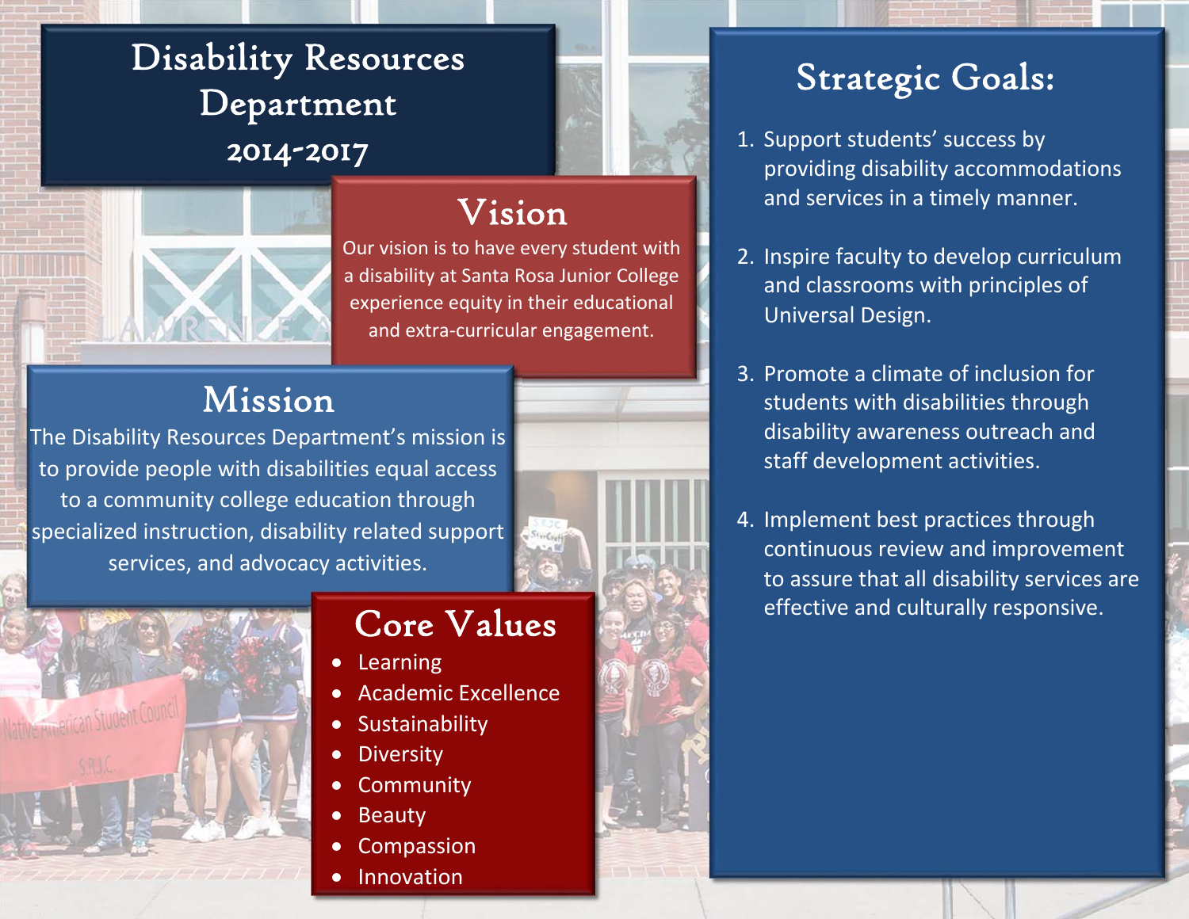# Disability Resources Department 2014-2017

## Vision

Our vision is to have every student with a disability at Santa Rosa Junior College experience equity in their educational and extra-curricular engagement.

## Mission

The Disability Resources Department's mission is to provide people with disabilities equal access to a community college education through specialized instruction, disability related support services, and advocacy activities.

## Core Values

- Learning
- Academic Excellence
- Sustainability
- Diversity
- Community
- Beauty
- Compassion
- Innovation

## Strategic Goals:

1. Support students' success by providing disability accommodations and services in a timely manner.
2. Inspire faculty to develop curriculum and classrooms with principles of Universal Design.
3. Promote a climate of inclusion for students with disabilities through disability awareness outreach and staff development activities.
4. Implement best practices through continuous review and improvement to assure that all disability services are effective and culturally responsive.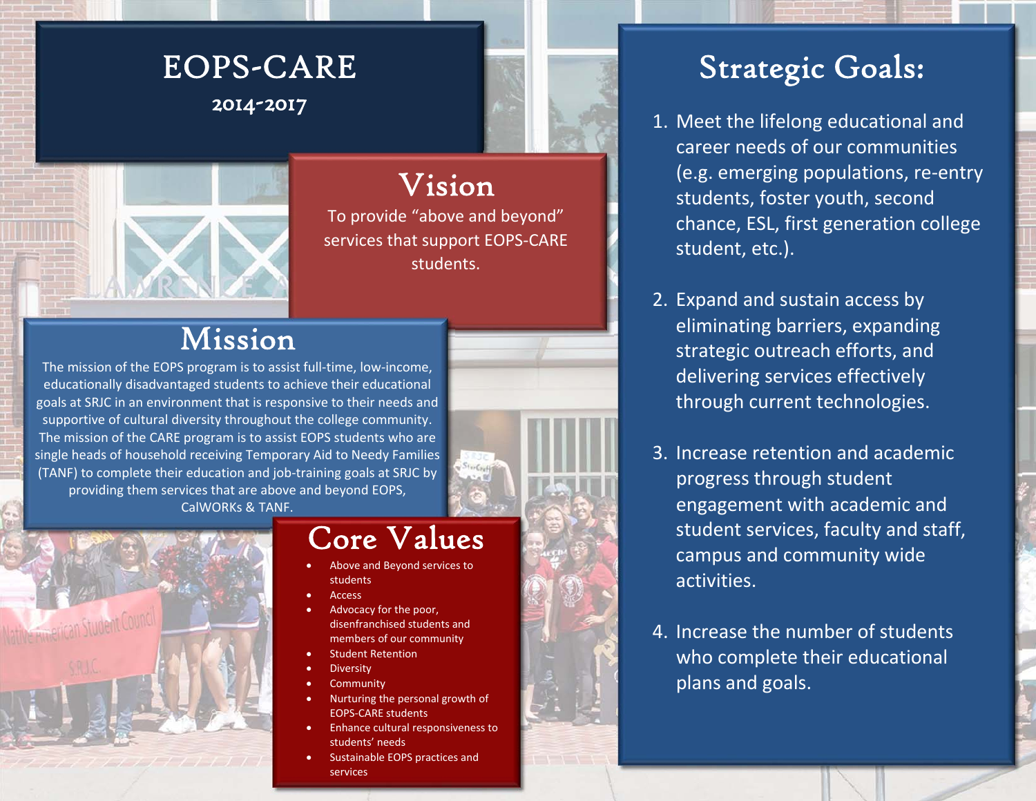# EOPS-CARE

2014-2017

## Vision

To provide "above and beyond" services that support EOPS-CARE students.

## Mission

The mission of the EOPS program is to assist full-time, low-income, educationally disadvantaged students to achieve their educational goals at SRJC in an environment that is responsive to their needs and supportive of cultural diversity throughout the college community. The mission of the CARE program is to assist EOPS students who are single heads of household receiving Temporary Aid to Needy Families (TANF) to complete their education and job-training goals at SRJC by providing them services that are above and beyond EOPS, CalWORKs & TANF.

## Core Values

- Above and Beyond services to students
- Access
- Advocacy for the poor, disenfranchised students and members of our community
- Student Retention
- Diversity
- Community
- Nurturing the personal growth of EOPS-CARE students
- Enhance cultural responsiveness to students' needs
- Sustainable EOPS practices and services

## Strategic Goals:

1. Meet the lifelong educational and career needs of our communities (e.g. emerging populations, re-entry students, foster youth, second chance, ESL, first generation college student, etc.).
2. Expand and sustain access by eliminating barriers, expanding strategic outreach efforts, and delivering services effectively through current technologies.
3. Increase retention and academic progress through student engagement with academic and student services, faculty and staff, campus and community wide activities.
4. Increase the number of students who complete their educational plans and goals.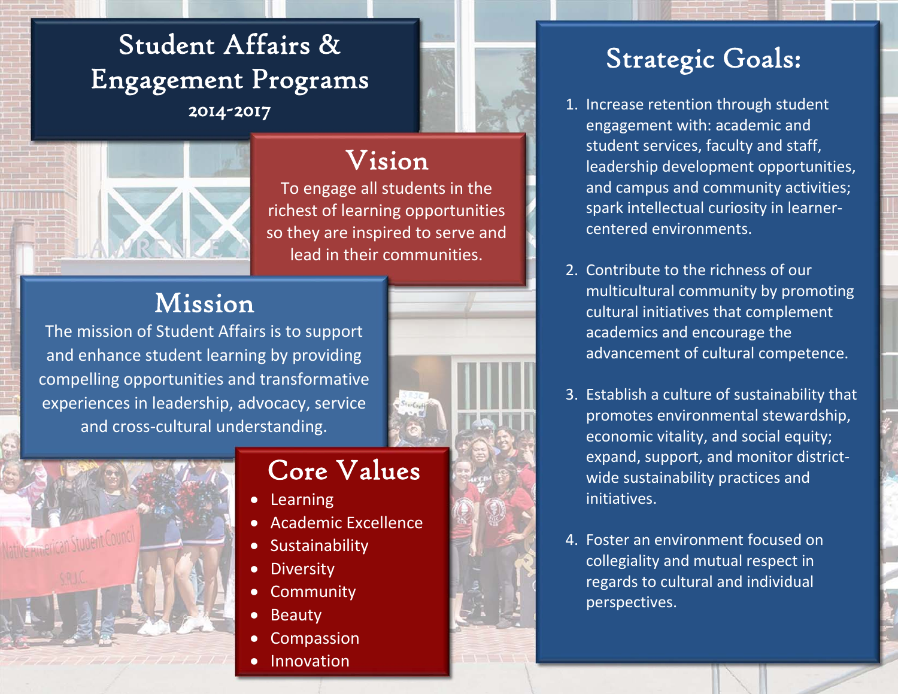# Student Affairs & Engagement Programs

2014-2017

## Vision

To engage all students in the richest of learning opportunities so they are inspired to serve and lead in their communities.

## Mission

The mission of Student Affairs is to support and enhance student learning by providing compelling opportunities and transformative experiences in leadership, advocacy, service and cross-cultural understanding.

## Core Values

- Learning
- Academic Excellence
- Sustainability
- Diversity
- Community
- Beauty
- Compassion
- Innovation

## Strategic Goals:

1. Increase retention through student engagement with: academic and student services, faculty and staff, leadership development opportunities, and campus and community activities; spark intellectual curiosity in learner-centered environments.

2. Contribute to the richness of our multicultural community by promoting cultural initiatives that complement academics and encourage the advancement of cultural competence.

3. Establish a culture of sustainability that promotes environmental stewardship, economic vitality, and social equity; expand, support, and monitor district-wide sustainability practices and initiatives.

4. Foster an environment focused on collegiality and mutual respect in regards to cultural and individual perspectives.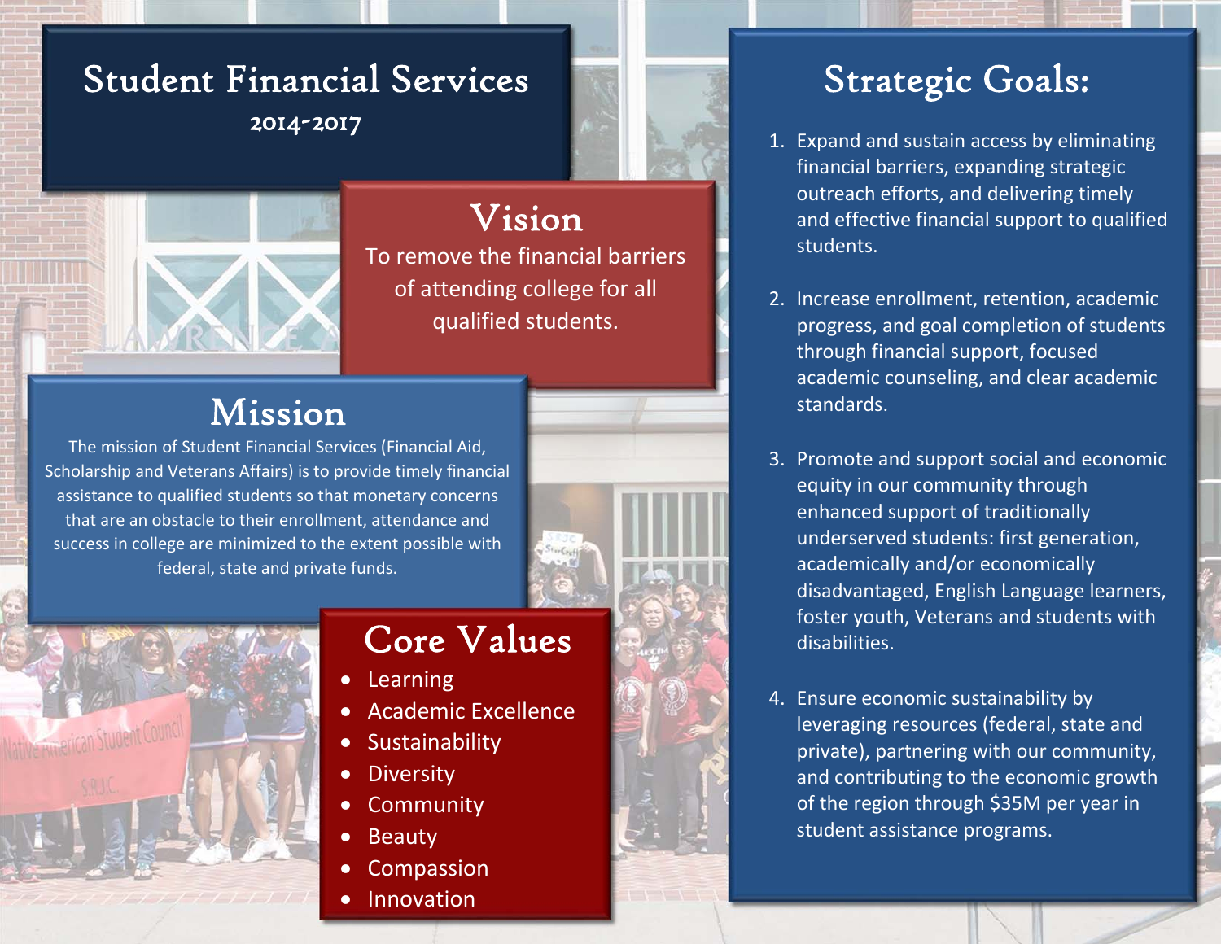# Student Financial Services

2014-2017

## Vision

To remove the financial barriers of attending college for all qualified students.

## Mission

The mission of Student Financial Services (Financial Aid, Scholarship and Veterans Affairs) is to provide timely financial assistance to qualified students so that monetary concerns that are an obstacle to their enrollment, attendance and success in college are minimized to the extent possible with federal, state and private funds.

## Core Values

- Learning
- Academic Excellence
- Sustainability
- Diversity
- Community
- Beauty
- Compassion
- Innovation

## Strategic Goals:

1. Expand and sustain access by eliminating financial barriers, expanding strategic outreach efforts, and delivering timely and effective financial support to qualified students.

2. Increase enrollment, retention, academic progress, and goal completion of students through financial support, focused academic counseling, and clear academic standards.

3. Promote and support social and economic equity in our community through enhanced support of traditionally underserved students: first generation, academically and/or economically disadvantaged, English Language learners, foster youth, Veterans and students with disabilities.

4. Ensure economic sustainability by leveraging resources (federal, state and private), partnering with our community, and contributing to the economic growth of the region through $35M per year in student assistance programs.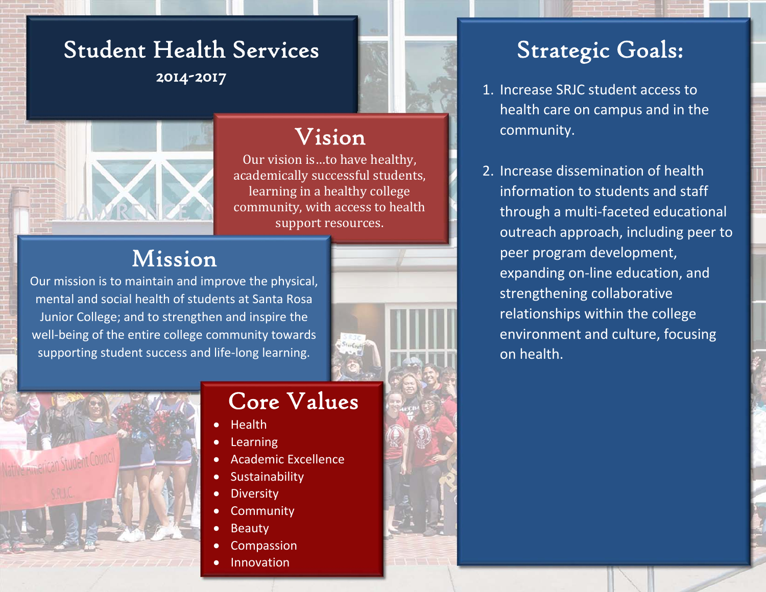# Student Health Services

2014-2017

## Vision

Our vision is…to have healthy, academically successful students, learning in a healthy college community, with access to health support resources.

## Mission

Our mission is to maintain and improve the physical, mental and social health of students at Santa Rosa Junior College; and to strengthen and inspire the well-being of the entire college community towards supporting student success and life-long learning.

## Core Values

- Health
- Learning
- Academic Excellence
- Sustainability
- Diversity
- Community
- Beauty
- Compassion
- Innovation

## Strategic Goals:

1. Increase SRJC student access to health care on campus and in the community.
2. Increase dissemination of health information to students and staff through a multi-faceted educational outreach approach, including peer to peer program development, expanding on-line education, and strengthening collaborative relationships within the college environment and culture, focusing on health.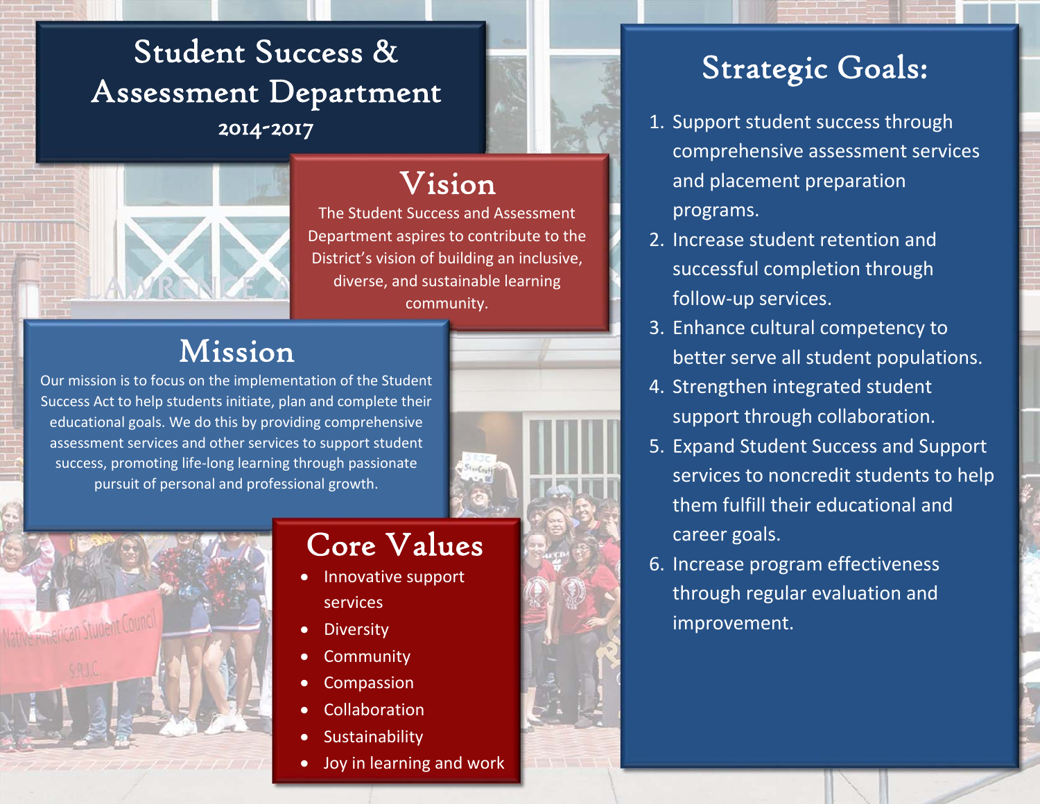# Student Success & Assessment Department

2014-2017

## Vision

The Student Success and Assessment Department aspires to contribute to the District's vision of building an inclusive, diverse, and sustainable learning community.

## Mission

Our mission is to focus on the implementation of the Student Success Act to help students initiate, plan and complete their educational goals. We do this by providing comprehensive assessment services and other services to support student success, promoting life-long learning through passionate pursuit of personal and professional growth.

## Core Values

- Innovative support services
- Diversity
- Community
- Compassion
- Collaboration
- Sustainability
- Joy in learning and work

## Strategic Goals:

1. Support student success through comprehensive assessment services and placement preparation programs.
2. Increase student retention and successful completion through follow-up services.
3. Enhance cultural competency to better serve all student populations.
4. Strengthen integrated student support through collaboration.
5. Expand Student Success and Support services to noncredit students to help them fulfill their educational and career goals.
6. Increase program effectiveness through regular evaluation and improvement.